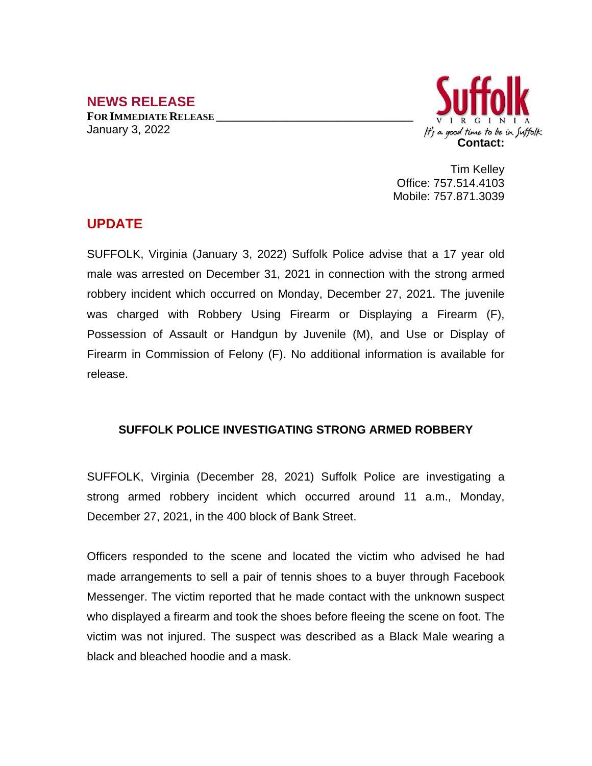## NEWS RELEASE

**FOR IMMEDIATE RELEASE**
January 3, 2022

Suffolk
VIRGINIA
It's a good time to be in Suffolk

**Contact:**

Tim Kelley
Office: 757.514.4103
Mobile: 757.871.3039

## UPDATE

SUFFOLK, Virginia (January 3, 2022) Suffolk Police advise that a 17 year old male was arrested on December 31, 2021 in connection with the strong armed robbery incident which occurred on Monday, December 27, 2021. The juvenile was charged with Robbery Using Firearm or Displaying a Firearm (F), Possession of Assault or Handgun by Juvenile (M), and Use or Display of Firearm in Commission of Felony (F). No additional information is available for release.

### SUFFOLK POLICE INVESTIGATING STRONG ARMED ROBBERY

SUFFOLK, Virginia (December 28, 2021) Suffolk Police are investigating a strong armed robbery incident which occurred around 11 a.m., Monday, December 27, 2021, in the 400 block of Bank Street.

Officers responded to the scene and located the victim who advised he had made arrangements to sell a pair of tennis shoes to a buyer through Facebook Messenger. The victim reported that he made contact with the unknown suspect who displayed a firearm and took the shoes before fleeing the scene on foot. The victim was not injured. The suspect was described as a Black Male wearing a black and bleached hoodie and a mask.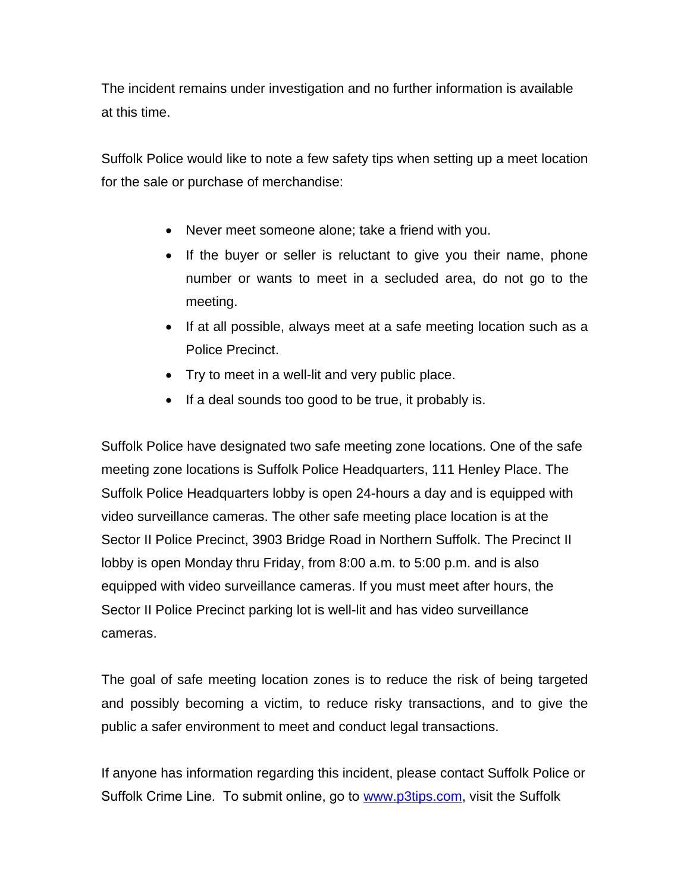The incident remains under investigation and no further information is available at this time.

Suffolk Police would like to note a few safety tips when setting up a meet location for the sale or purchase of merchandise:

- Never meet someone alone; take a friend with you.
- If the buyer or seller is reluctant to give you their name, phone number or wants to meet in a secluded area, do not go to the meeting.
- If at all possible, always meet at a safe meeting location such as a Police Precinct.
- Try to meet in a well-lit and very public place.
- If a deal sounds too good to be true, it probably is.

Suffolk Police have designated two safe meeting zone locations. One of the safe meeting zone locations is Suffolk Police Headquarters, 111 Henley Place. The Suffolk Police Headquarters lobby is open 24-hours a day and is equipped with video surveillance cameras. The other safe meeting place location is at the Sector II Police Precinct, 3903 Bridge Road in Northern Suffolk. The Precinct II lobby is open Monday thru Friday, from 8:00 a.m. to 5:00 p.m. and is also equipped with video surveillance cameras. If you must meet after hours, the Sector II Police Precinct parking lot is well-lit and has video surveillance cameras.

The goal of safe meeting location zones is to reduce the risk of being targeted and possibly becoming a victim, to reduce risky transactions, and to give the public a safer environment to meet and conduct legal transactions.

If anyone has information regarding this incident, please contact Suffolk Police or Suffolk Crime Line. To submit online, go to [www.p3tips.com](http://www.p3tips.com), visit the Suffolk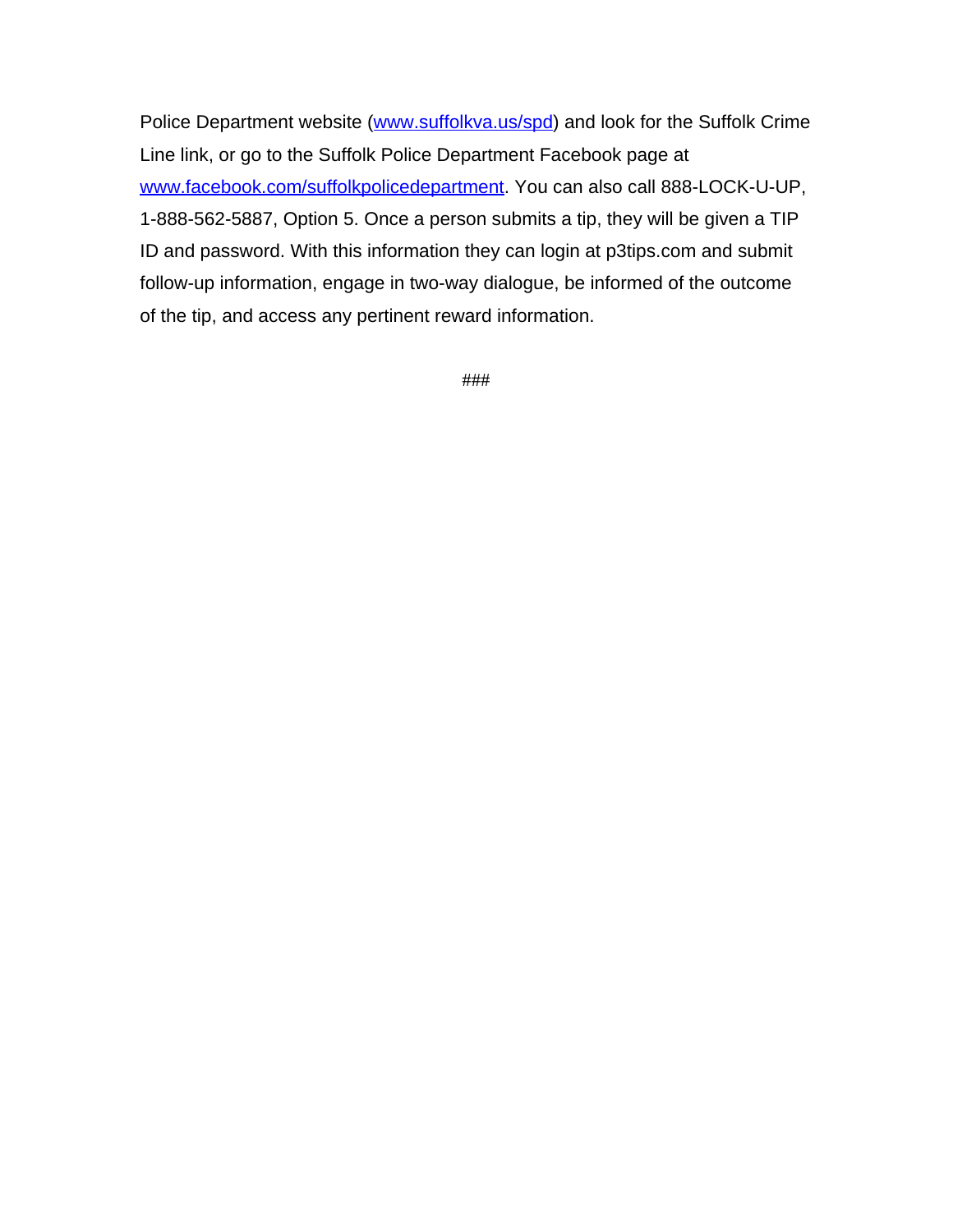Police Department website ([www.suffolkva.us/spd](http://www.suffolkva.us/spd)) and look for the Suffolk Crime Line link, or go to the Suffolk Police Department Facebook page at [www.facebook.com/suffolkpolicedepartment](http://www.facebook.com/suffolkpolicedepartment). You can also call 888-LOCK-U-UP, 1-888-562-5887, Option 5. Once a person submits a tip, they will be given a TIP ID and password. With this information they can login at p3tips.com and submit follow-up information, engage in two-way dialogue, be informed of the outcome of the tip, and access any pertinent reward information.

###